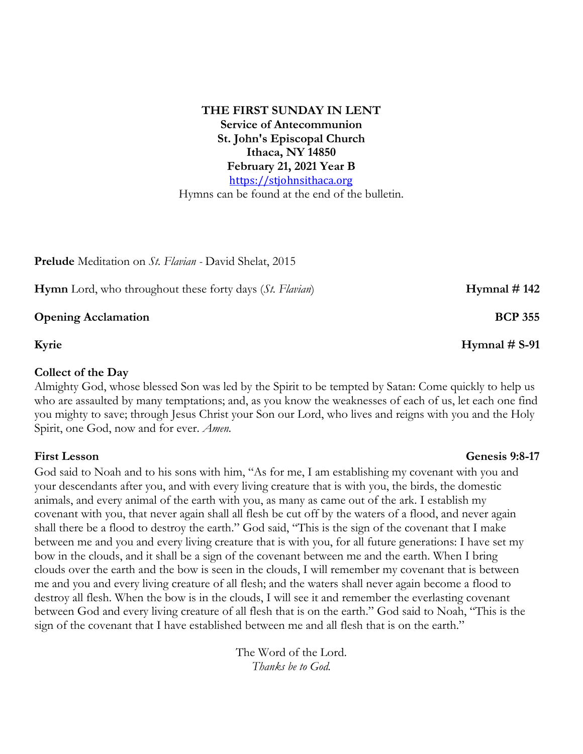**THE FIRST SUNDAY IN LENT**
**Service of Antecommunion**
**St. John's Episcopal Church**
**Ithaca, NY 14850**
**February 21, 2021 Year B**
https://stjohnsithaca.org
Hymns can be found at the end of the bulletin.

**Prelude** Meditation on *St. Flavian* - David Shelat, 2015

**Hymn** Lord, who throughout these forty days (*St. Flavian*) **Hymnal # 142**

**Opening Acclamation** **BCP 355**

**Kyrie** **Hymnal # S-91**

**Collect of the Day**

Almighty God, whose blessed Son was led by the Spirit to be tempted by Satan: Come quickly to help us who are assaulted by many temptations; and, as you know the weaknesses of each of us, let each one find you mighty to save; through Jesus Christ your Son our Lord, who lives and reigns with you and the Holy Spirit, one God, now and for ever. *Amen.*

**First Lesson** **Genesis 9:8-17**

God said to Noah and to his sons with him, "As for me, I am establishing my covenant with you and your descendants after you, and with every living creature that is with you, the birds, the domestic animals, and every animal of the earth with you, as many as came out of the ark. I establish my covenant with you, that never again shall all flesh be cut off by the waters of a flood, and never again shall there be a flood to destroy the earth." God said, "This is the sign of the covenant that I make between me and you and every living creature that is with you, for all future generations: I have set my bow in the clouds, and it shall be a sign of the covenant between me and the earth. When I bring clouds over the earth and the bow is seen in the clouds, I will remember my covenant that is between me and you and every living creature of all flesh; and the waters shall never again become a flood to destroy all flesh. When the bow is in the clouds, I will see it and remember the everlasting covenant between God and every living creature of all flesh that is on the earth." God said to Noah, "This is the sign of the covenant that I have established between me and all flesh that is on the earth."

The Word of the Lord.
*Thanks be to God.*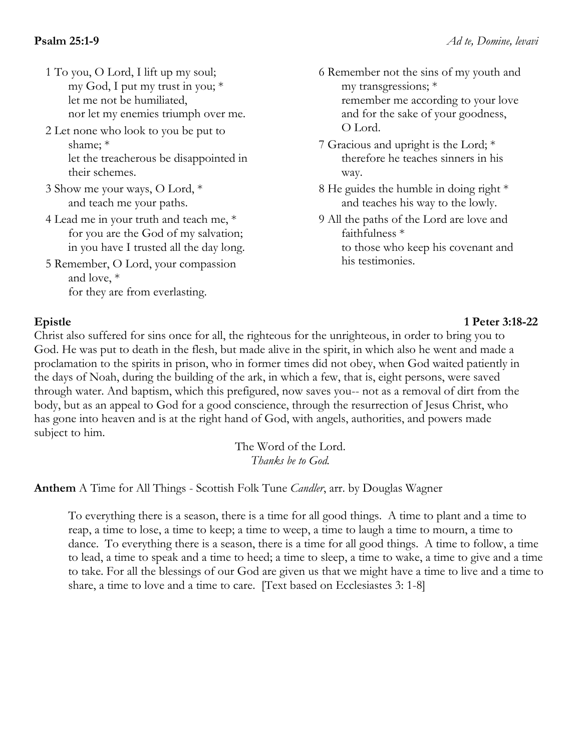**Psalm 25:1-9** *Ad te, Domine, levavi*

1 To you, O Lord, I lift up my soul;
my God, I put my trust in you; *
let me not be humiliated,
nor let my enemies triumph over me.

2 Let none who look to you be put to shame; *
let the treacherous be disappointed in their schemes.

3 Show me your ways, O Lord, *
and teach me your paths.

4 Lead me in your truth and teach me, *
for you are the God of my salvation;
in you have I trusted all the day long.

5 Remember, O Lord, your compassion and love, *
for they are from everlasting.

6 Remember not the sins of my youth and my transgressions; *
remember me according to your love and for the sake of your goodness, O Lord.

7 Gracious and upright is the Lord; *
therefore he teaches sinners in his way.

8 He guides the humble in doing right *
and teaches his way to the lowly.

9 All the paths of the Lord are love and faithfulness *
to those who keep his covenant and his testimonies.

**Epistle** **1 Peter 3:18-22**

Christ also suffered for sins once for all, the righteous for the unrighteous, in order to bring you to God. He was put to death in the flesh, but made alive in the spirit, in which also he went and made a proclamation to the spirits in prison, who in former times did not obey, when God waited patiently in the days of Noah, during the building of the ark, in which a few, that is, eight persons, were saved through water. And baptism, which this prefigured, now saves you-- not as a removal of dirt from the body, but as an appeal to God for a good conscience, through the resurrection of Jesus Christ, who has gone into heaven and is at the right hand of God, with angels, authorities, and powers made subject to him.

The Word of the Lord.
*Thanks be to God.*

**Anthem** A Time for All Things - Scottish Folk Tune *Candler*, arr. by Douglas Wagner

To everything there is a season, there is a time for all good things. A time to plant and a time to reap, a time to lose, a time to keep; a time to weep, a time to laugh a time to mourn, a time to dance. To everything there is a season, there is a time for all good things. A time to follow, a time to lead, a time to speak and a time to heed; a time to sleep, a time to wake, a time to give and a time to take. For all the blessings of our God are given us that we might have a time to live and a time to share, a time to love and a time to care. [Text based on Ecclesiastes 3: 1-8]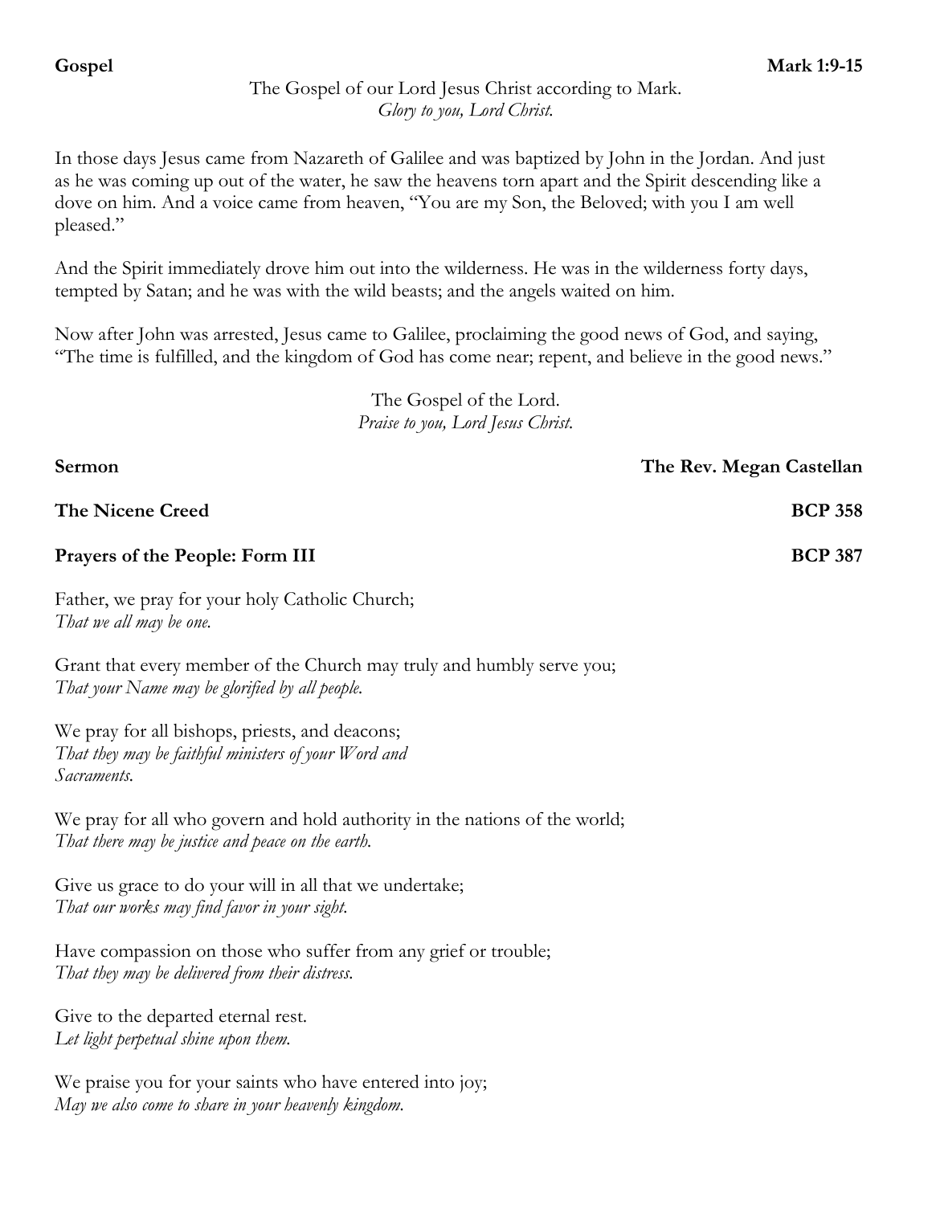**Gospel** **Mark 1:9-15**

The Gospel of our Lord Jesus Christ according to Mark.
*Glory to you, Lord Christ.*

In those days Jesus came from Nazareth of Galilee and was baptized by John in the Jordan. And just as he was coming up out of the water, he saw the heavens torn apart and the Spirit descending like a dove on him. And a voice came from heaven, "You are my Son, the Beloved; with you I am well pleased."

And the Spirit immediately drove him out into the wilderness. He was in the wilderness forty days, tempted by Satan; and he was with the wild beasts; and the angels waited on him.

Now after John was arrested, Jesus came to Galilee, proclaiming the good news of God, and saying, "The time is fulfilled, and the kingdom of God has come near; repent, and believe in the good news."

The Gospel of the Lord.
*Praise to you, Lord Jesus Christ.*

**Sermon** **The Rev. Megan Castellan**

**The Nicene Creed** **BCP 358**

**Prayers of the People: Form III** **BCP 387**

Father, we pray for your holy Catholic Church;
*That we all may be one.*

Grant that every member of the Church may truly and humbly serve you;
*That your Name may be glorified by all people.*

We pray for all bishops, priests, and deacons;
*That they may be faithful ministers of your Word and Sacraments.*

We pray for all who govern and hold authority in the nations of the world;
*That there may be justice and peace on the earth.*

Give us grace to do your will in all that we undertake;
*That our works may find favor in your sight.*

Have compassion on those who suffer from any grief or trouble;
*That they may be delivered from their distress.*

Give to the departed eternal rest.
*Let light perpetual shine upon them.*

We praise you for your saints who have entered into joy;
*May we also come to share in your heavenly kingdom.*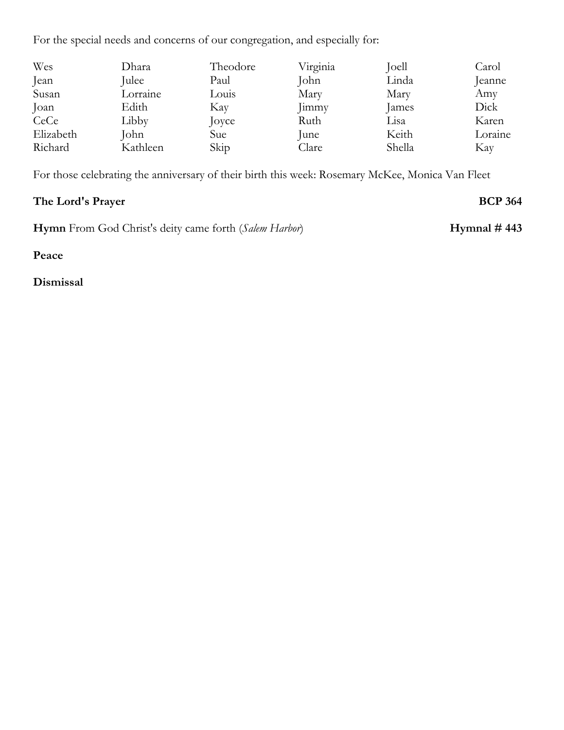For the special needs and concerns of our congregation, and especially for:

| | | | | | |
|---|---|---|---|---|---|
| Wes | Dhara | Theodore | Virginia | Joell | Carol |
| Jean | Julee | Paul | John | Linda | Jeanne |
| Susan | Lorraine | Louis | Mary | Mary | Amy |
| Joan | Edith | Kay | Jimmy | James | Dick |
| CeCe | Libby | Joyce | Ruth | Lisa | Karen |
| Elizabeth | John | Sue | June | Keith | Loraine |
| Richard | Kathleen | Skip | Clare | Shella | Kay |

For those celebrating the anniversary of their birth this week: Rosemary McKee, Monica Van Fleet

**The Lord's Prayer** **BCP 364**

**Hymn** From God Christ's deity came forth (*Salem Harbor*) **Hymnal # 443**

**Peace**

**Dismissal**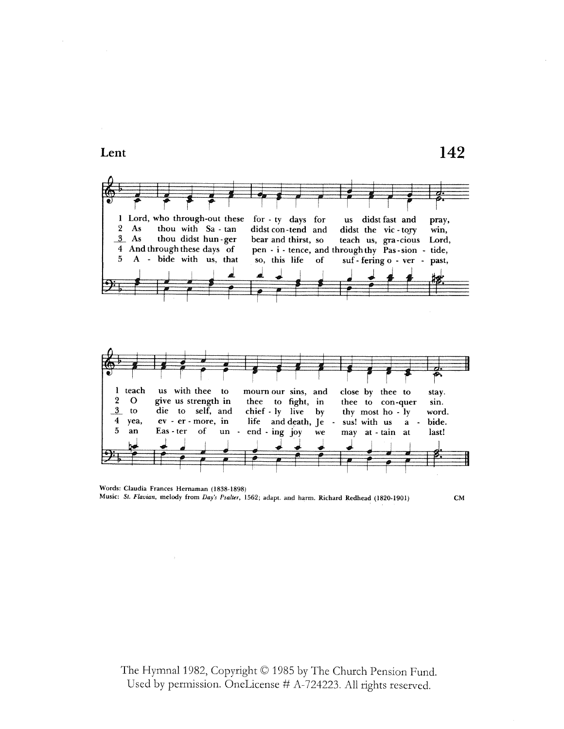# Lent

## 142

1 Lord, who through-out these for - ty days for us didst fast and pray, teach us with thee to mourn our sins, and close by thee to stay.

2 As thou with Sa - tan didst con - tend and didst the vic - to­ry win, O give us strength in thee to fight, in thee to con-quer sin.

3 As thou didst hun - ger bear and thirst, so teach us, gra - cious Lord, to die to self, and chief - ly live by thy most ho - ly word.

4 And through these days of pen - i - tence, and through thy Pas - sion - tide, yea, ev - er - more, in life and death, Je - sus! with us a - bide.

5 A - bide with us, that so, this life of suf - fering o - ver - past, an Eas - ter of un - end - ing joy we may at - tain at last!

Words: Claudia Frances Hernaman (1838-1898)
Music: *St. Flavian*, melody from *Day's Psalter*, 1562; adapt. and harm. Richard Redhead (1820-1901)

CM

The Hymnal 1982, Copyright © 1985 by The Church Pension Fund.
Used by permission. OneLicense # A-724223. All rights reserved.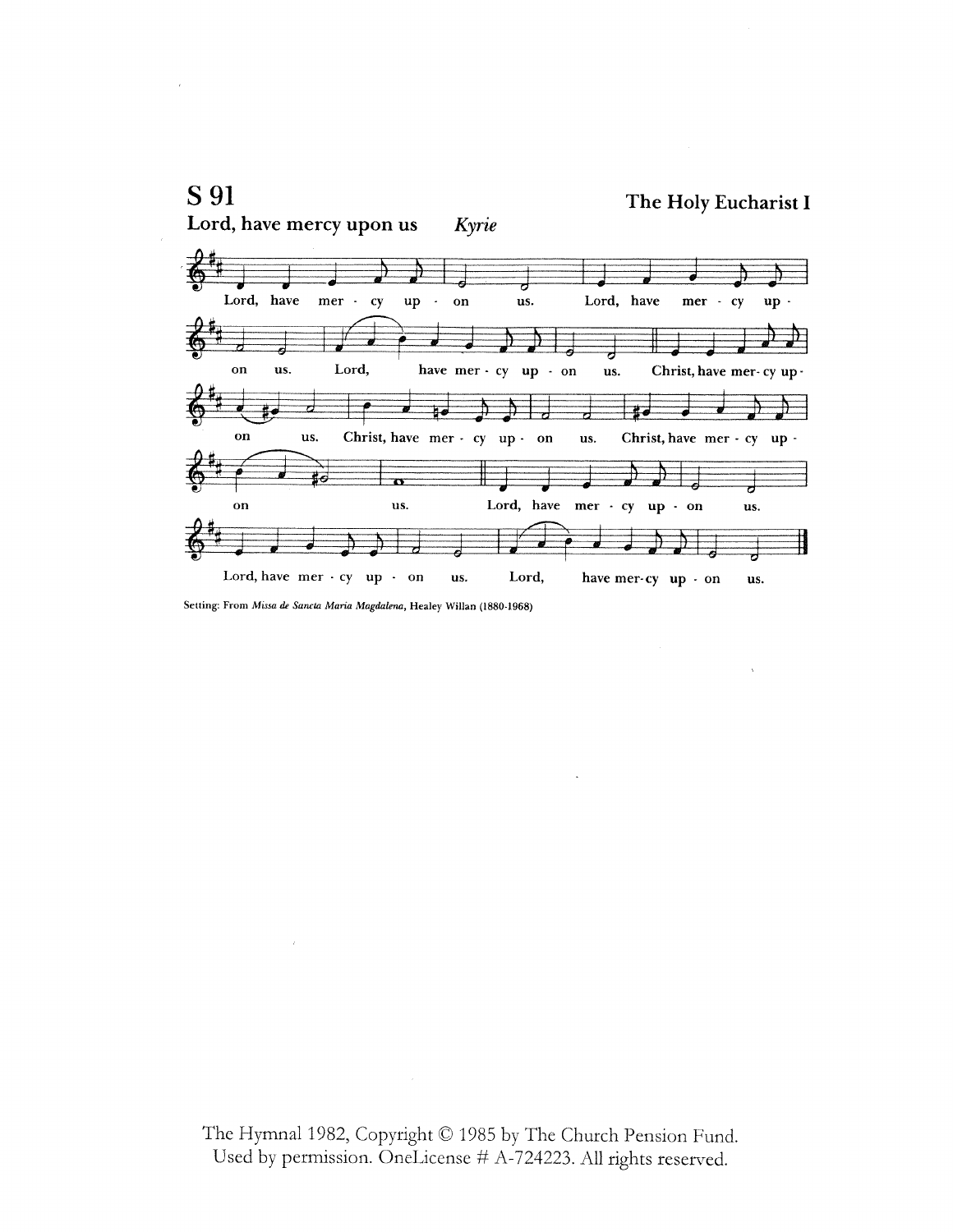## S 91

**The Holy Eucharist I**

**Lord, have mercy upon us** *Kyrie*

Lord, have mer - cy up - on us. Lord, have mer - cy up - on us. Lord, have mer - cy up - on us. Christ, have mer- cy up - on us. Christ, have mer - cy up - on us. Christ, have mer - cy up - on us. Lord, have mer - cy up - on us. Lord, have mer - cy up - on us. Lord, have mer-cy up - on us.

Setting: From *Missa de Sancta Maria Magdalena*, Healey Willan (1880-1968)

The Hymnal 1982, Copyright © 1985 by The Church Pension Fund.
Used by permission. OneLicense # A-724223. All rights reserved.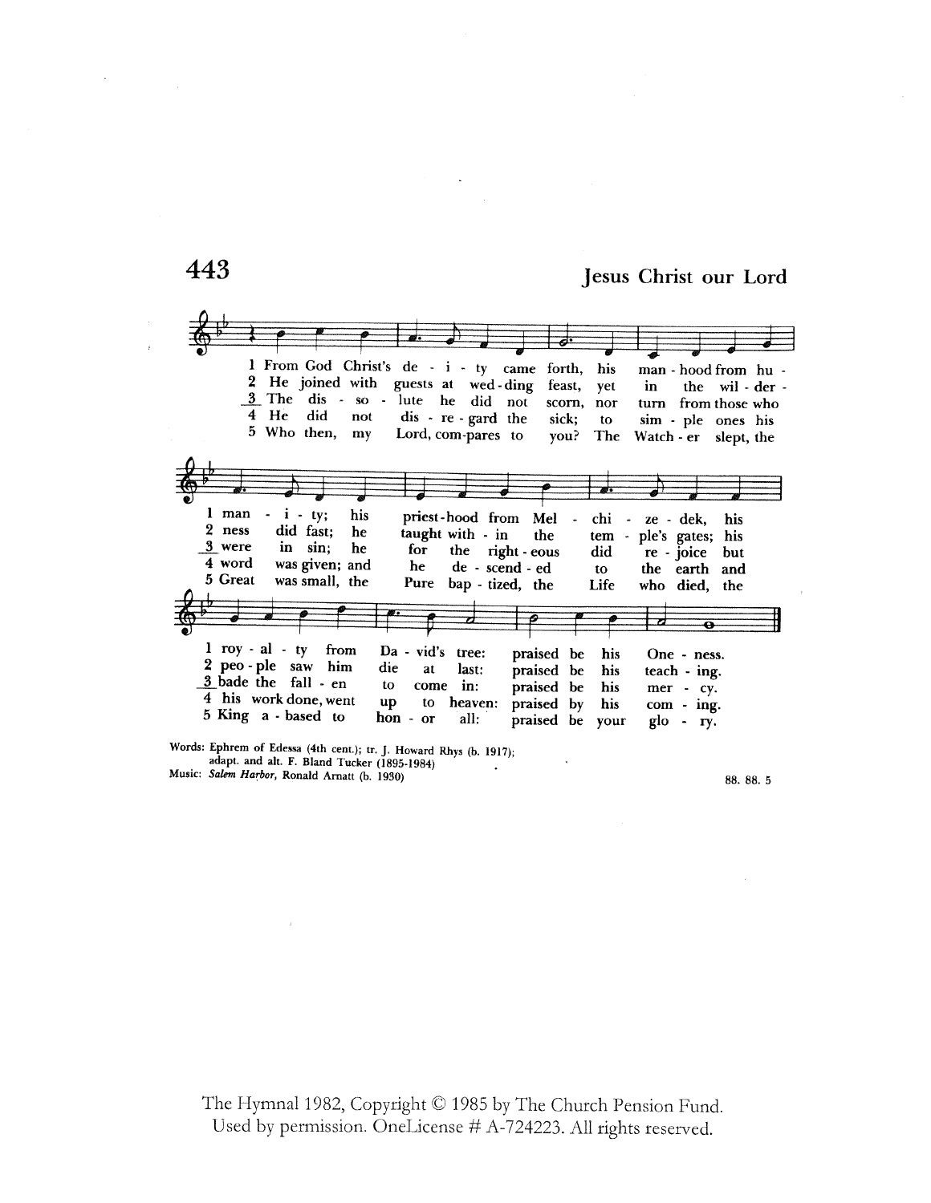# 443

## Jesus Christ our Lord

1 From God Christ's de - i - ty came forth, his man - hood from hu - man - i - ty; his priest-hood from Mel - chi - ze - dek, his roy - al - ty from Da - vid's tree: praised be his One - ness.

2 He joined with guests at wed-ding feast, yet in the wil - der - ness did fast; he taught with - in the tem - ple's gates; his peo - ple saw him die at last: praised be his teach - ing.

3 The dis - so - lute he did not scorn, nor turn from those who were in sin; he for the right - eous did re - joice but bade the fall - en to come in: praised be his mer - cy.

4 He did not dis - re - gard the sick; to sim - ple ones his word was given; and he de - scend - ed to the earth and his work done, went up to heaven: praised by his com - ing.

5 Who then, my Lord, com-pares to you? The Watch - er slept, the Great was small, the Pure bap - tized, the Life who died, the King a - based to hon - or all: praised be your glo - ry.

Words: Ephrem of Edessa (4th cent.); tr. J. Howard Rhys (b. 1917); adapt. and alt. F. Bland Tucker (1895-1984)
Music: *Salem Harbor*, Ronald Arnatt (b. 1930)

88. 88. 5

The Hymnal 1982, Copyright © 1985 by The Church Pension Fund.
Used by permission. OneLicense # A-724223. All rights reserved.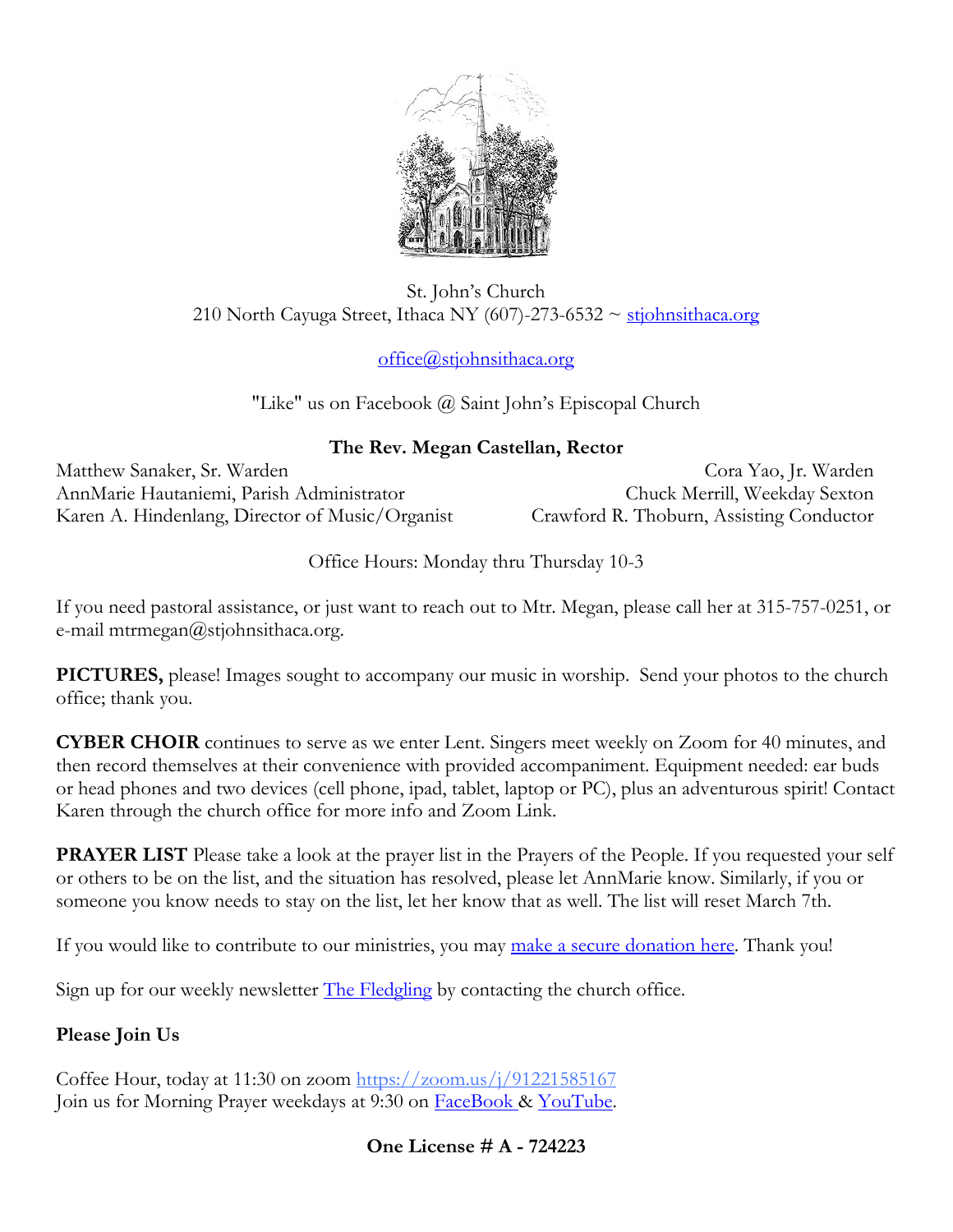St. John's Church
210 North Cayuga Street, Ithaca NY (607)-273-6532 ~ stjohnsithaca.org

office@stjohnsithaca.org

"Like" us on Facebook @ Saint John's Episcopal Church

**The Rev. Megan Castellan, Rector**

Matthew Sanaker, Sr. Warden
Cora Yao, Jr. Warden
AnnMarie Hautaniemi, Parish Administrator
Chuck Merrill, Weekday Sexton
Karen A. Hindenlang, Director of Music/Organist
Crawford R. Thoburn, Assisting Conductor

Office Hours: Monday thru Thursday 10-3

If you need pastoral assistance, or just want to reach out to Mtr. Megan, please call her at 315-757-0251, or e-mail mtrmegan@stjohnsithaca.org.

**PICTURES,** please! Images sought to accompany our music in worship. Send your photos to the church office; thank you.

**CYBER CHOIR** continues to serve as we enter Lent. Singers meet weekly on Zoom for 40 minutes, and then record themselves at their convenience with provided accompaniment. Equipment needed: ear buds or head phones and two devices (cell phone, ipad, tablet, laptop or PC), plus an adventurous spirit! Contact Karen through the church office for more info and Zoom Link.

**PRAYER LIST** Please take a look at the prayer list in the Prayers of the People. If you requested your self or others to be on the list, and the situation has resolved, please let AnnMarie know. Similarly, if you or someone you know needs to stay on the list, let her know that as well. The list will reset March 7th.

If you would like to contribute to our ministries, you may make a secure donation here. Thank you!

Sign up for our weekly newsletter The Fledgling by contacting the church office.

**Please Join Us**

Coffee Hour, today at 11:30 on zoom https://zoom.us/j/91221585167
Join us for Morning Prayer weekdays at 9:30 on FaceBook & YouTube.

**One License # A - 724223**